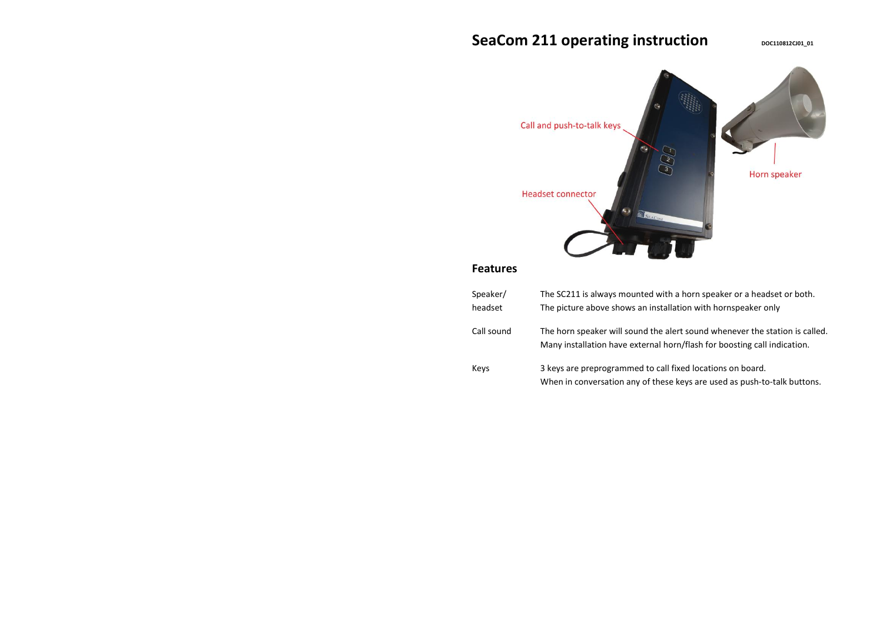# SeaCom 211 operating instruction

DOC110812CJ01_01

## Features

| | |
|---|---|
| Speaker/ headset | The SC211 is always mounted with a horn speaker or a headset or both. The picture above shows an installation with hornspeaker only |
| Call sound | The horn speaker will sound the alert sound whenever the station is called. Many installation have external horn/flash for boosting call indication. |
| Keys | 3 keys are preprogrammed to call fixed locations on board. When in conversation any of these keys are used as push-to-talk buttons. |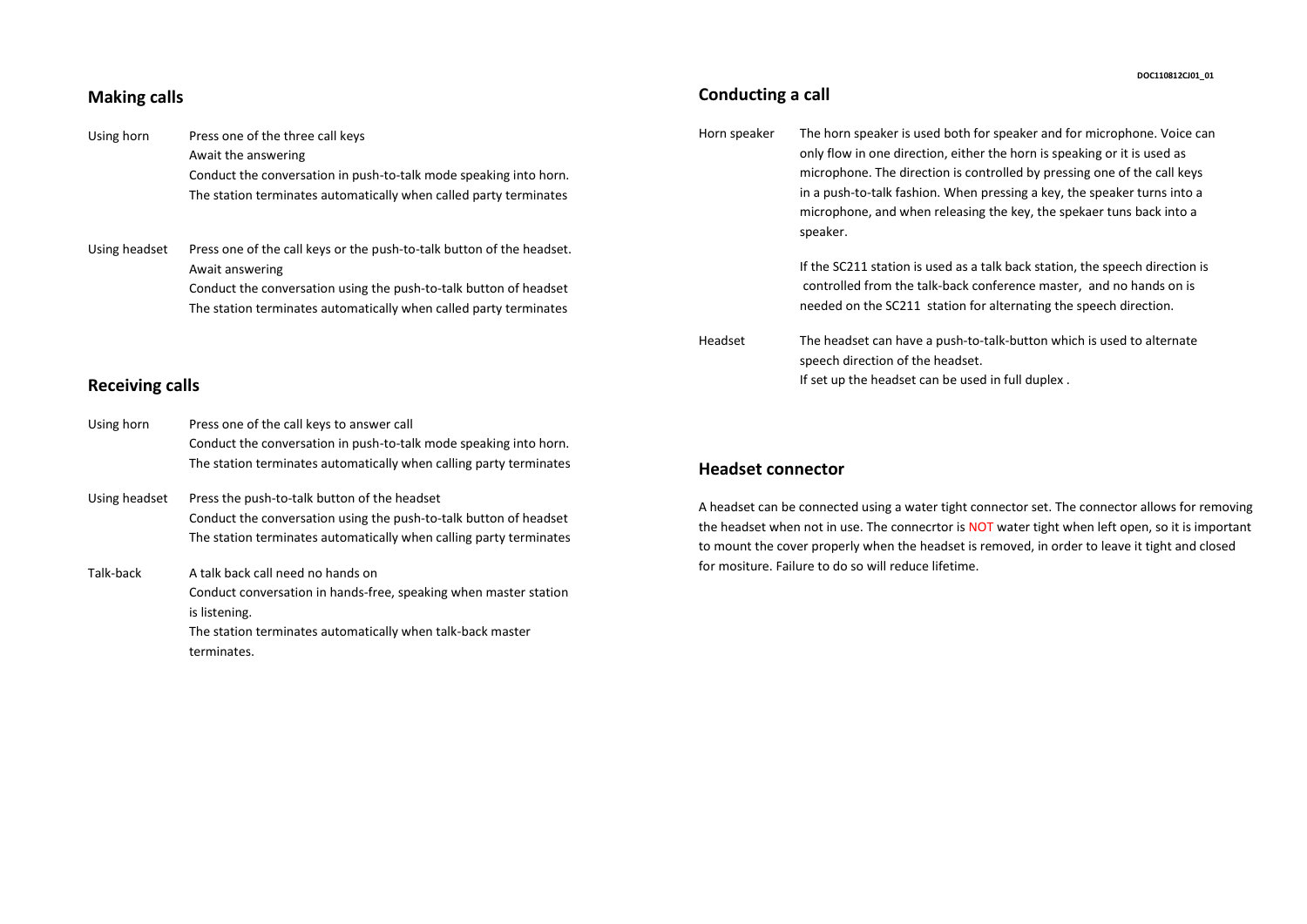## Making calls

Using horn
Press one of the three call keys
Await the answering
Conduct the conversation in push-to-talk mode speaking into horn.
The station terminates automatically when called party terminates

Using headset
Press one of the call keys or the push-to-talk button of the headset.
Await answering
Conduct the conversation using the push-to-talk button of headset
The station terminates automatically when called party terminates

## Receiving calls

Using horn
Press one of the call keys to answer call
Conduct the conversation in push-to-talk mode speaking into horn.
The station terminates automatically when calling party terminates

Using headset
Press the push-to-talk button of the headset
Conduct the conversation using the push-to-talk button of headset
The station terminates automatically when calling party terminates

Talk-back
A talk back call need no hands on
Conduct conversation in hands-free, speaking when master station is listening.
The station terminates automatically when talk-back master terminates.

## Conducting a call

Horn speaker
The horn speaker is used both for speaker and for microphone. Voice can only flow in one direction, either the horn is speaking or it is used as microphone. The direction is controlled by pressing one of the call keys in a push-to-talk fashion. When pressing a key, the speaker turns into a microphone, and when releasing the key, the spekaer tuns back into a speaker.

If the SC211 station is used as a talk back station, the speech direction is controlled from the talk-back conference master, and no hands on is needed on the SC211 station for alternating the speech direction.

Headset
The headset can have a push-to-talk-button which is used to alternate speech direction of the headset.
If set up the headset can be used in full duplex .

## Headset connector

A headset can be connected using a water tight connector set. The connector allows for removing the headset when not in use. The connecrtor is NOT water tight when left open, so it is important to mount the cover properly when the headset is removed, in order to leave it tight and closed for mositure. Failure to do so will reduce lifetime.